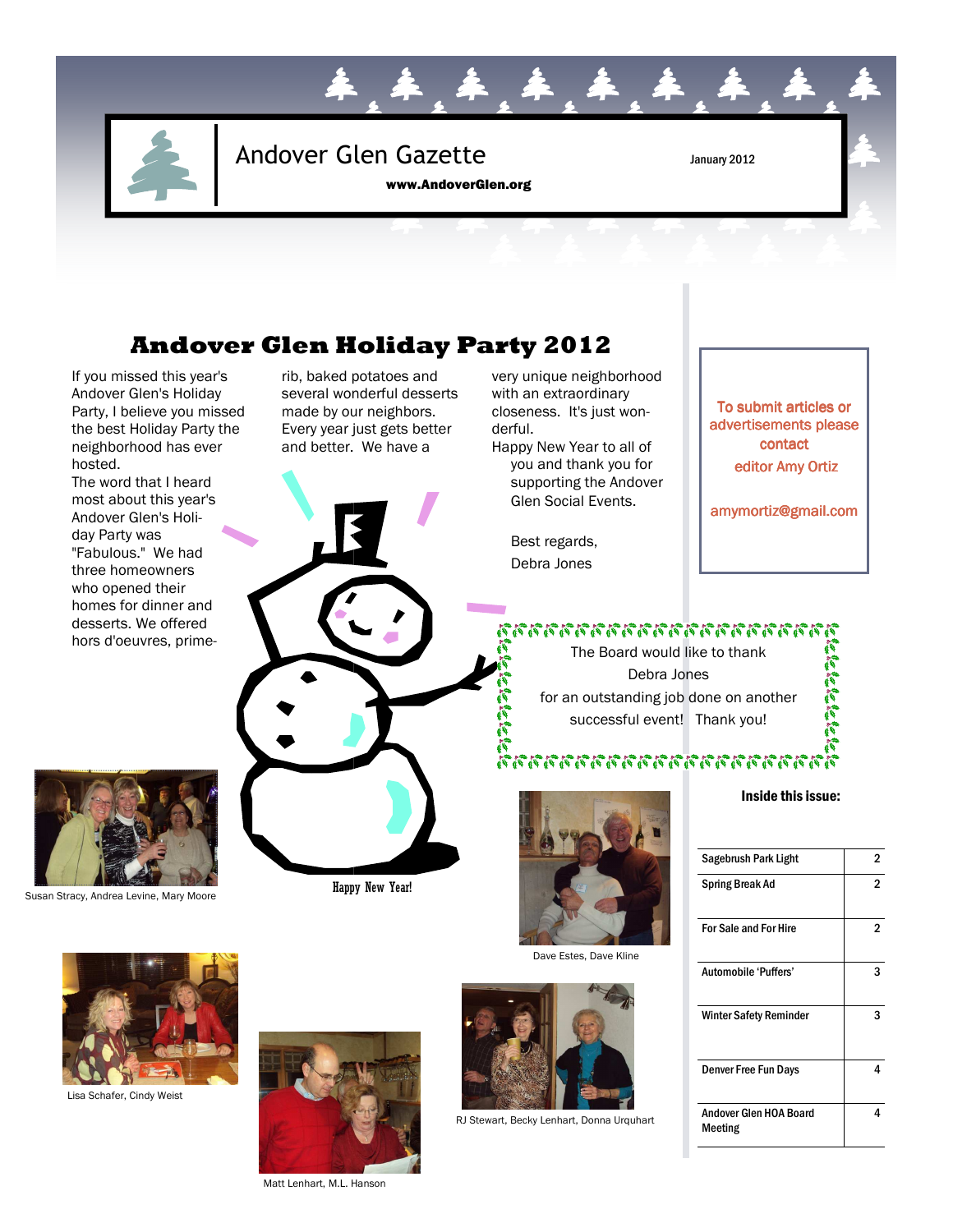# Andover Glen Gazette

January 2012

www.AndoverGlen.org

## Andover Glen Holiday Party 2012

If you missed this year's Andover Glen's Holiday Party, I believe you missed the best Holiday Party the neighborhood has ever hosted.

The word that I heard most about this year's Andover Glen's Holiday Party was "Fabulous." We had three homeowners who opened their homes for dinner and desserts. We offered hors d'oeuvres, prime-rib, baked potatoes and several wonderful desserts made by our neighbors. Every year just gets better and better. We have a very unique neighborhood with an extraordinary closeness. It's just wonderful.

Happy New Year to all of you and thank you for supporting the Andover Glen Social Events.

Best regards,
Debra Jones

Happy New Year!

To submit articles or advertisements please contact editor Amy Ortiz

amymortiz@gmail.com

The Board would like to thank Debra Jones for an outstanding job done on another successful event! Thank you!

Susan Stracy, Andrea Levine, Mary Moore

Dave Estes, Dave Kline

Lisa Schafer, Cindy Weist

RJ Stewart, Becky Lenhart, Donna Urquhart

Matt Lenhart, M.L. Hanson

**Inside this issue:**

| | |
|---|---|
| Sagebrush Park Light | 2 |
| Spring Break Ad | 2 |
| For Sale and For Hire | 2 |
| Automobile 'Puffers' | 3 |
| Winter Safety Reminder | 3 |
| Denver Free Fun Days | 4 |
| Andover Glen HOA Board Meeting | 4 |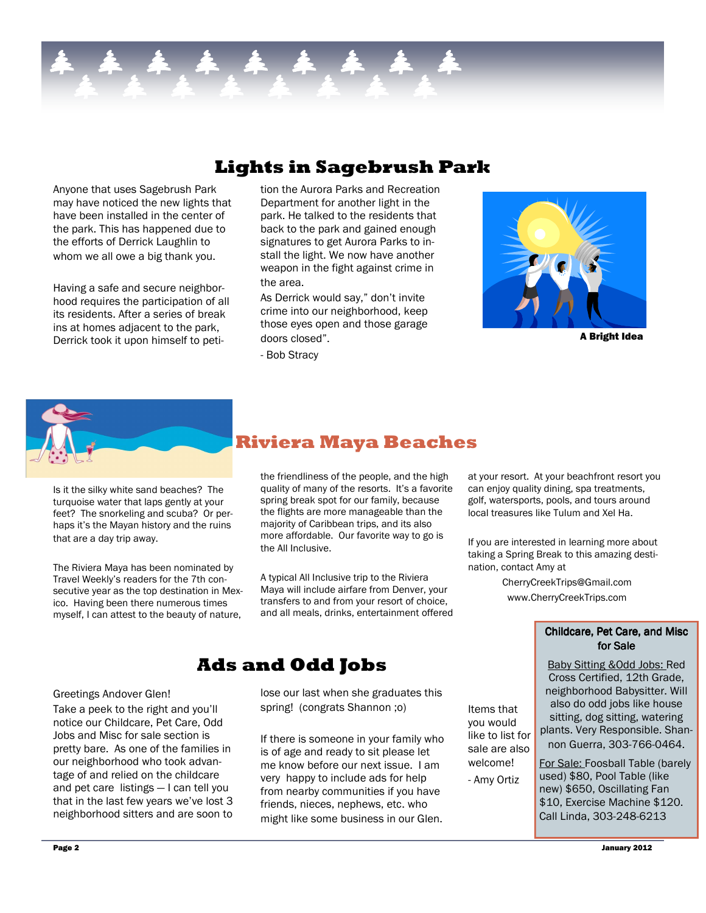## Lights in Sagebrush Park

Anyone that uses Sagebrush Park may have noticed the new lights that have been installed in the center of the park. This has happened due to the efforts of Derrick Laughlin to whom we all owe a big thank you.

Having a safe and secure neighborhood requires the participation of all its residents. After a series of break ins at homes adjacent to the park, Derrick took it upon himself to petition the Aurora Parks and Recreation Department for another light in the park. He talked to the residents that back to the park and gained enough signatures to get Aurora Parks to install the light. We now have another weapon in the fight against crime in the area.

As Derrick would say," don't invite crime into our neighborhood, keep those eyes open and those garage doors closed".

- Bob Stracy

**A Bright Idea**

## Riviera Maya Beaches

Is it the silky white sand beaches? The turquoise water that laps gently at your feet? The snorkeling and scuba? Or perhaps it's the Mayan history and the ruins that are a day trip away.

The Riviera Maya has been nominated by Travel Weekly's readers for the 7th consecutive year as the top destination in Mexico. Having been there numerous times myself, I can attest to the beauty of nature, the friendliness of the people, and the high quality of many of the resorts. It's a favorite spring break spot for our family, because the flights are more manageable than the majority of Caribbean trips, and its also more affordable. Our favorite way to go is the All Inclusive.

A typical All Inclusive trip to the Riviera Maya will include airfare from Denver, your transfers to and from your resort of choice, and all meals, drinks, entertainment offered at your resort. At your beachfront resort you can enjoy quality dining, spa treatments, golf, watersports, pools, and tours around local treasures like Tulum and Xel Ha.

If you are interested in learning more about taking a Spring Break to this amazing destination, contact Amy at

CherryCreekTrips@Gmail.com
www.CherryCreekTrips.com

## Ads and Odd Jobs

Greetings Andover Glen!

Take a peek to the right and you'll notice our Childcare, Pet Care, Odd Jobs and Misc for sale section is pretty bare. As one of the families in our neighborhood who took advantage of and relied on the childcare and pet care listings — I can tell you that in the last few years we've lost 3 neighborhood sitters and are soon to lose our last when she graduates this spring! (congrats Shannon ;o)

If there is someone in your family who is of age and ready to sit please let me know before our next issue. I am very happy to include ads for help from nearby communities if you have friends, nieces, nephews, etc. who might like some business in our Glen.

Items that you would like to list for sale are also welcome!

- Amy Ortiz

### Childcare, Pet Care, and Misc for Sale

Baby Sitting &Odd Jobs: Red Cross Certified, 12th Grade, neighborhood Babysitter. Will also do odd jobs like house sitting, dog sitting, watering plants. Very Responsible. Shannon Guerra, 303-766-0464.

For Sale: Foosball Table (barely used) $80, Pool Table (like new) $650, Oscillating Fan $10, Exercise Machine $120. Call Linda, 303-248-6213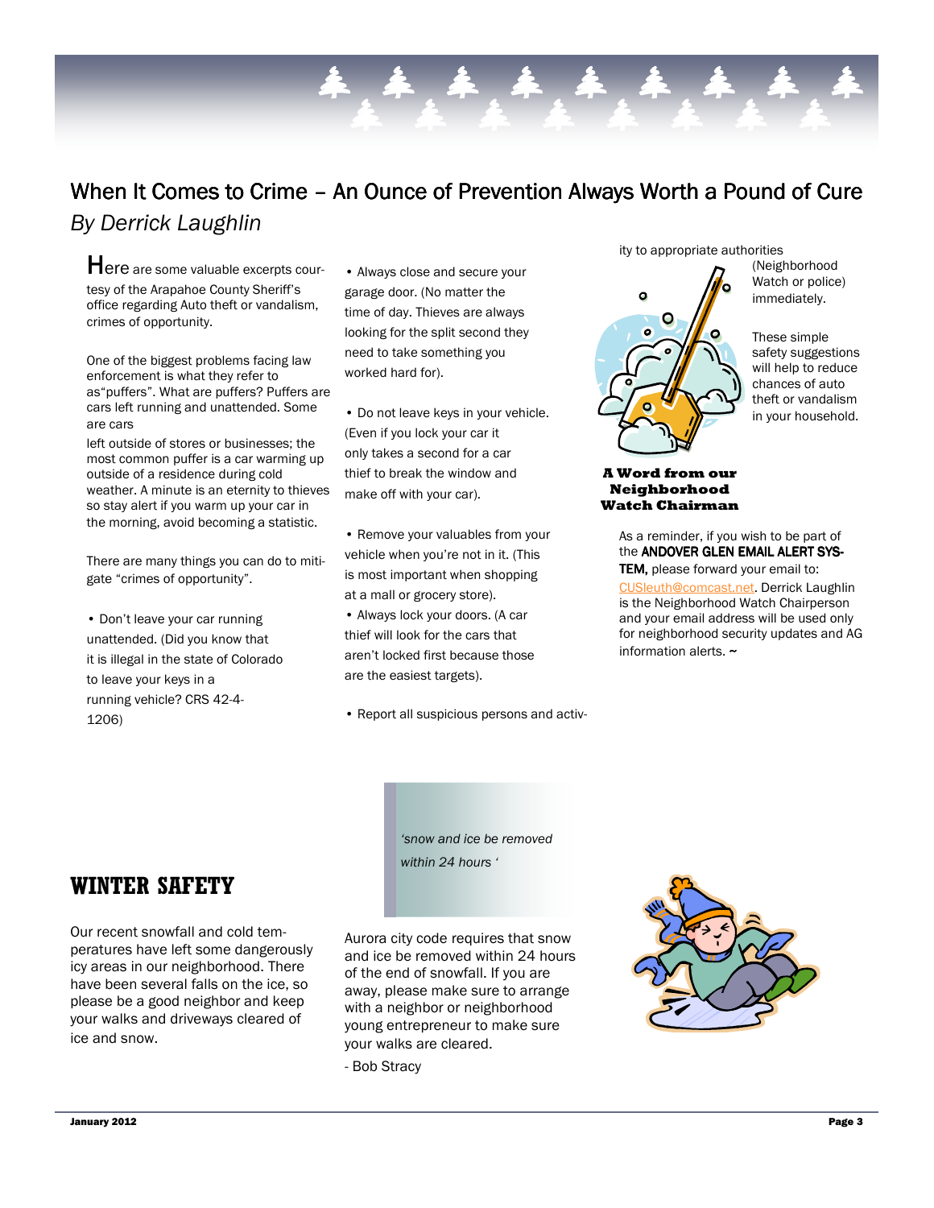## When It Comes to Crime – An Ounce of Prevention Always Worth a Pound of Cure

*By Derrick Laughlin*

Here are some valuable excerpts courtesy of the Arapahoe County Sheriff's office regarding Auto theft or vandalism, crimes of opportunity.

One of the biggest problems facing law enforcement is what they refer to as"puffers". What are puffers? Puffers are cars left running and unattended. Some are cars left outside of stores or businesses; the most common puffer is a car warming up outside of a residence during cold weather. A minute is an eternity to thieves so stay alert if you warm up your car in the morning, avoid becoming a statistic.

There are many things you can do to mitigate "crimes of opportunity".

- Don't leave your car running unattended. (Did you know that it is illegal in the state of Colorado to leave your keys in a running vehicle? CRS 42-4-1206)
- Always close and secure your garage door. (No matter the time of day. Thieves are always looking for the split second they need to take something you worked hard for).
- Do not leave keys in your vehicle. (Even if you lock your car it only takes a second for a car thief to break the window and make off with your car).
- Remove your valuables from your vehicle when you're not in it. (This is most important when shopping at a mall or grocery store).
- Always lock your doors. (A car thief will look for the cars that aren't locked first because those are the easiest targets).
- Report all suspicious persons and activity to appropriate authorities (Neighborhood Watch or police) immediately.

These simple safety suggestions will help to reduce chances of auto theft or vandalism in your household.

**A Word from our Neighborhood Watch Chairman**

As a reminder, if you wish to be part of the **ANDOVER GLEN EMAIL ALERT SYSTEM,** please forward your email to: CUSleuth@comcast.net. Derrick Laughlin is the Neighborhood Watch Chairperson and your email address will be used only for neighborhood security updates and AG information alerts. ~

## WINTER SAFETY

Our recent snowfall and cold temperatures have left some dangerously icy areas in our neighborhood. There have been several falls on the ice, so please be a good neighbor and keep your walks and driveways cleared of ice and snow.

*'snow and ice be removed within 24 hours '*

Aurora city code requires that snow and ice be removed within 24 hours of the end of snowfall. If you are away, please make sure to arrange with a neighbor or neighborhood young entrepreneur to make sure your walks are cleared.

- Bob Stracy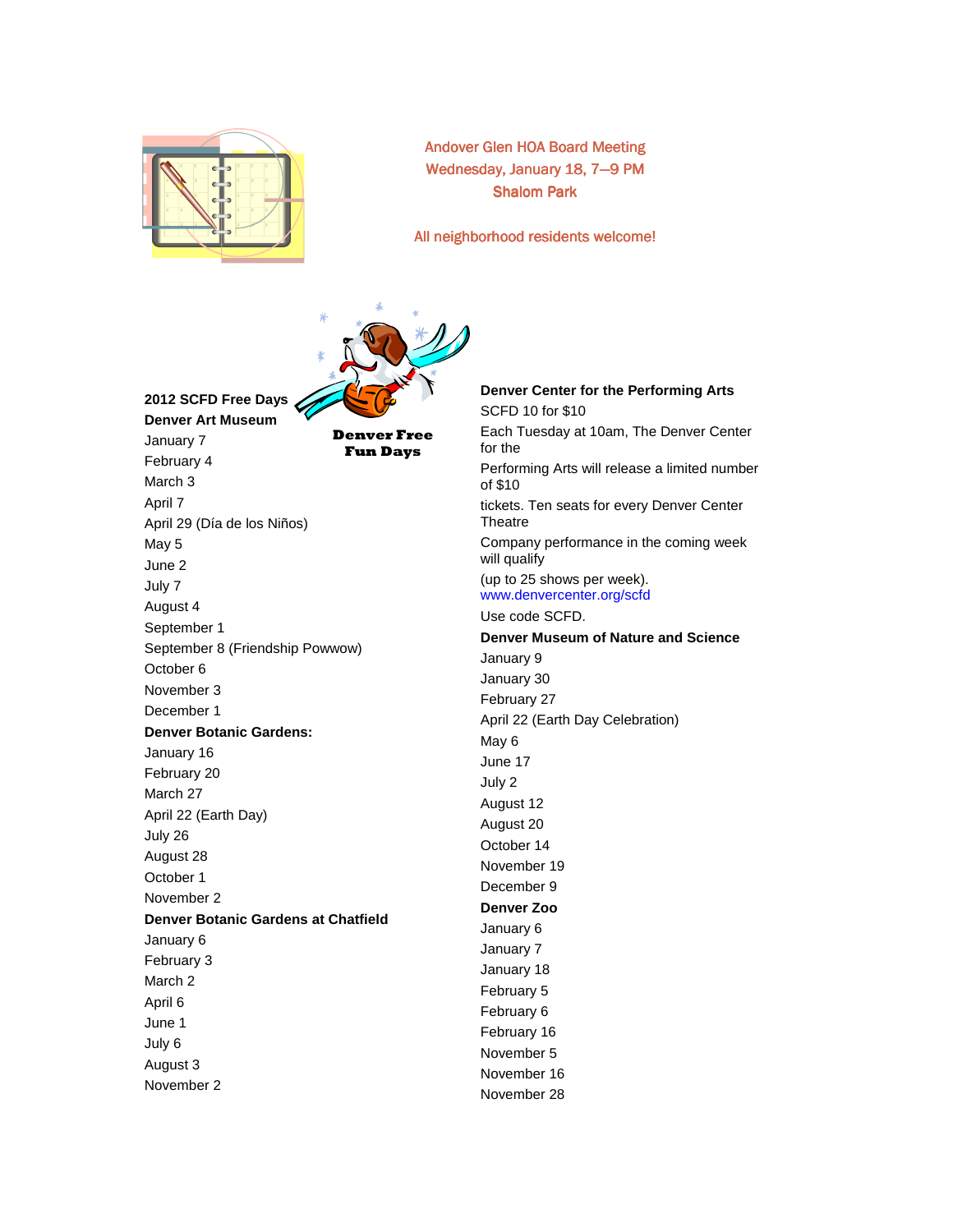Andover Glen HOA Board Meeting
Wednesday, January 18, 7—9 PM
Shalom Park

All neighborhood residents welcome!

Denver Free Fun Days

**2012 SCFD Free Days**

**Denver Art Museum**

January 7
February 4
March 3
April 7
April 29 (Día de los Niños)
May 5
June 2
July 7
August 4
September 1
September 8 (Friendship Powwow)
October 6
November 3
December 1

**Denver Botanic Gardens:**

January 16
February 20
March 27
April 22 (Earth Day)
July 26
August 28
October 1
November 2

**Denver Botanic Gardens at Chatfield**

January 6
February 3
March 2
April 6
June 1
July 6
August 3
November 2

**Denver Center for the Performing Arts**

SCFD 10 for $10

Each Tuesday at 10am, The Denver Center for the Performing Arts will release a limited number of $10 tickets. Ten seats for every Denver Center Theatre Company performance in the coming week will qualify (up to 25 shows per week).
www.denvercenter.org/scfd

Use code SCFD.

**Denver Museum of Nature and Science**

January 9
January 30
February 27
April 22 (Earth Day Celebration)
May 6
June 17
July 2
August 12
August 20
October 14
November 19
December 9

**Denver Zoo**

January 6
January 7
January 18
February 5
February 6
February 16
November 5
November 16
November 28